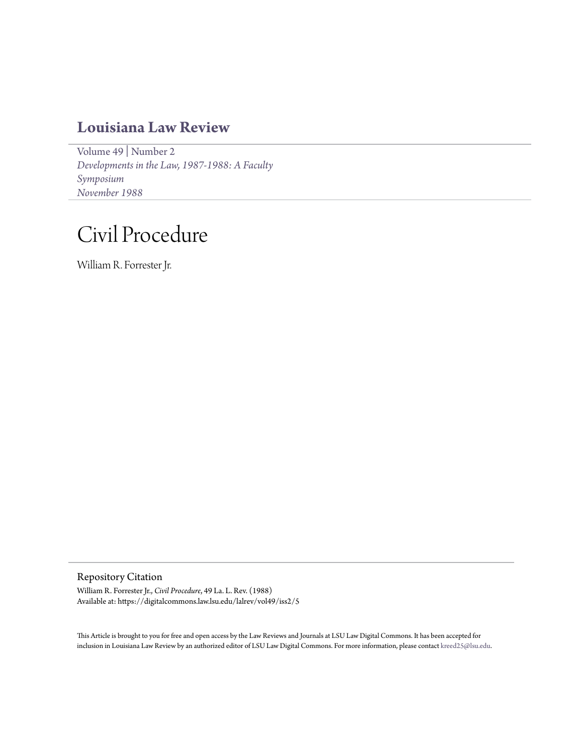# Louisiana Law Review

Volume 49 | Number 2

*Developments in the Law, 1987-1988: A Faculty Symposium*

*November 1988*

# Civil Procedure

William R. Forrester Jr.

## Repository Citation

William R. Forrester Jr., *Civil Procedure*, 49 La. L. Rev. (1988)

Available at: https://digitalcommons.law.lsu.edu/lalrev/vol49/iss2/5

This Article is brought to you for free and open access by the Law Reviews and Journals at LSU Law Digital Commons. It has been accepted for inclusion in Louisiana Law Review by an authorized editor of LSU Law Digital Commons. For more information, please contact kreed25@lsu.edu.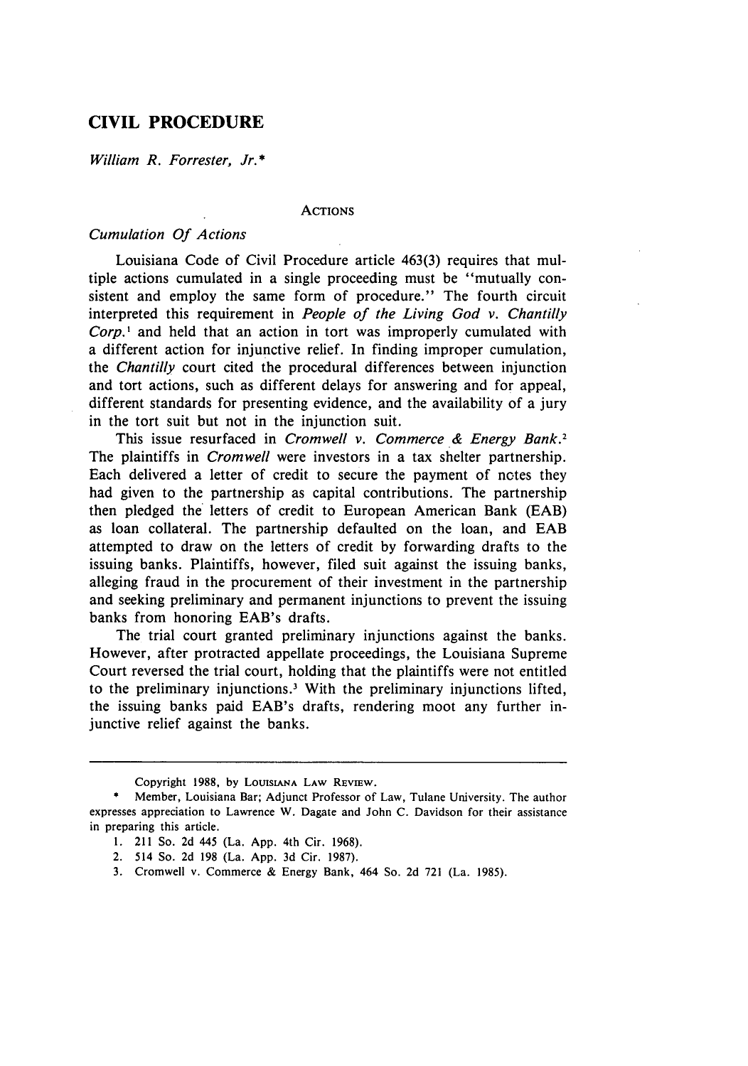## CIVIL PROCEDURE

*William R. Forrester, Jr.\**

### ACTIONS

#### *Cumulation Of Actions*

Louisiana Code of Civil Procedure article 463(3) requires that multiple actions cumulated in a single proceeding must be "mutually consistent and employ the same form of procedure." The fourth circuit interpreted this requirement in *People of the Living God v. Chantilly Corp.*[1] and held that an action in tort was improperly cumulated with a different action for injunctive relief. In finding improper cumulation, the *Chantilly* court cited the procedural differences between injunction and tort actions, such as different delays for answering and for appeal, different standards for presenting evidence, and the availability of a jury in the tort suit but not in the injunction suit.

This issue resurfaced in *Cromwell v. Commerce & Energy Bank.*[2] The plaintiffs in *Cromwell* were investors in a tax shelter partnership. Each delivered a letter of credit to secure the payment of notes they had given to the partnership as capital contributions. The partnership then pledged the letters of credit to European American Bank (EAB) as loan collateral. The partnership defaulted on the loan, and EAB attempted to draw on the letters of credit by forwarding drafts to the issuing banks. Plaintiffs, however, filed suit against the issuing banks, alleging fraud in the procurement of their investment in the partnership and seeking preliminary and permanent injunctions to prevent the issuing banks from honoring EAB's drafts.

The trial court granted preliminary injunctions against the banks. However, after protracted appellate proceedings, the Louisiana Supreme Court reversed the trial court, holding that the plaintiffs were not entitled to the preliminary injunctions.[3] With the preliminary injunctions lifted, the issuing banks paid EAB's drafts, rendering moot any further injunctive relief against the banks.

---

Copyright 1988, by LOUISIANA LAW REVIEW.

\* Member, Louisiana Bar; Adjunct Professor of Law, Tulane University. The author expresses appreciation to Lawrence W. Dagate and John C. Davidson for their assistance in preparing this article.

1. 211 So. 2d 445 (La. App. 4th Cir. 1968).
2. 514 So. 2d 198 (La. App. 3d Cir. 1987).
3. Cromwell v. Commerce & Energy Bank, 464 So. 2d 721 (La. 1985).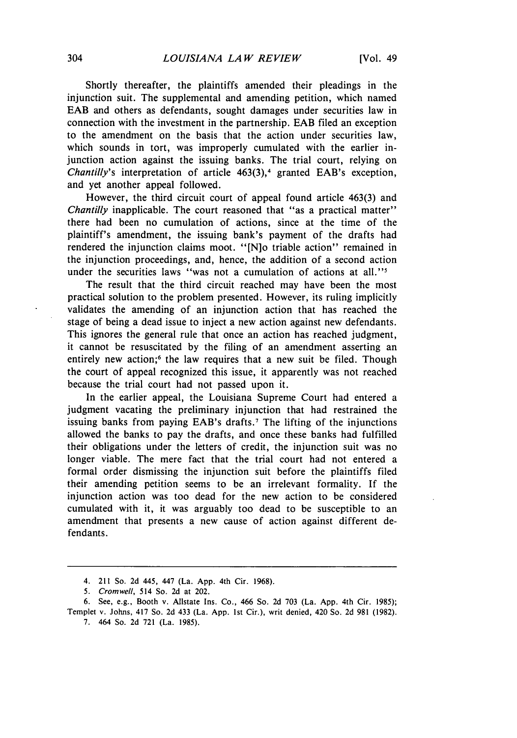Shortly thereafter, the plaintiffs amended their pleadings in the injunction suit. The supplemental and amending petition, which named EAB and others as defendants, sought damages under securities law in connection with the investment in the partnership. EAB filed an exception to the amendment on the basis that the action under securities law, which sounds in tort, was improperly cumulated with the earlier injunction action against the issuing banks. The trial court, relying on *Chantilly*'s interpretation of article 463(3),[4] granted EAB's exception, and yet another appeal followed.

However, the third circuit court of appeal found article 463(3) and *Chantilly* inapplicable. The court reasoned that "as a practical matter" there had been no cumulation of actions, since at the time of the plaintiff's amendment, the issuing bank's payment of the drafts had rendered the injunction claims moot. "[N]o triable action" remained in the injunction proceedings, and, hence, the addition of a second action under the securities laws "was not a cumulation of actions at all."[5]

The result that the third circuit reached may have been the most practical solution to the problem presented. However, its ruling implicitly validates the amending of an injunction action that has reached the stage of being a dead issue to inject a new action against new defendants. This ignores the general rule that once an action has reached judgment, it cannot be resuscitated by the filing of an amendment asserting an entirely new action;[6] the law requires that a new suit be filed. Though the court of appeal recognized this issue, it apparently was not reached because the trial court had not passed upon it.

In the earlier appeal, the Louisiana Supreme Court had entered a judgment vacating the preliminary injunction that had restrained the issuing banks from paying EAB's drafts.[7] The lifting of the injunctions allowed the banks to pay the drafts, and once these banks had fulfilled their obligations under the letters of credit, the injunction suit was no longer viable. The mere fact that the trial court had not entered a formal order dismissing the injunction suit before the plaintiffs filed their amending petition seems to be an irrelevant formality. If the injunction action was too dead for the new action to be considered cumulated with it, it was arguably too dead to be susceptible to an amendment that presents a new cause of action against different defendants.

---

4. 211 So. 2d 445, 447 (La. App. 4th Cir. 1968).

5. *Cromwell*, 514 So. 2d at 202.

6. See, e.g., Booth v. Allstate Ins. Co., 466 So. 2d 703 (La. App. 4th Cir. 1985); Templet v. Johns, 417 So. 2d 433 (La. App. 1st Cir.), writ denied, 420 So. 2d 981 (1982).

7. 464 So. 2d 721 (La. 1985).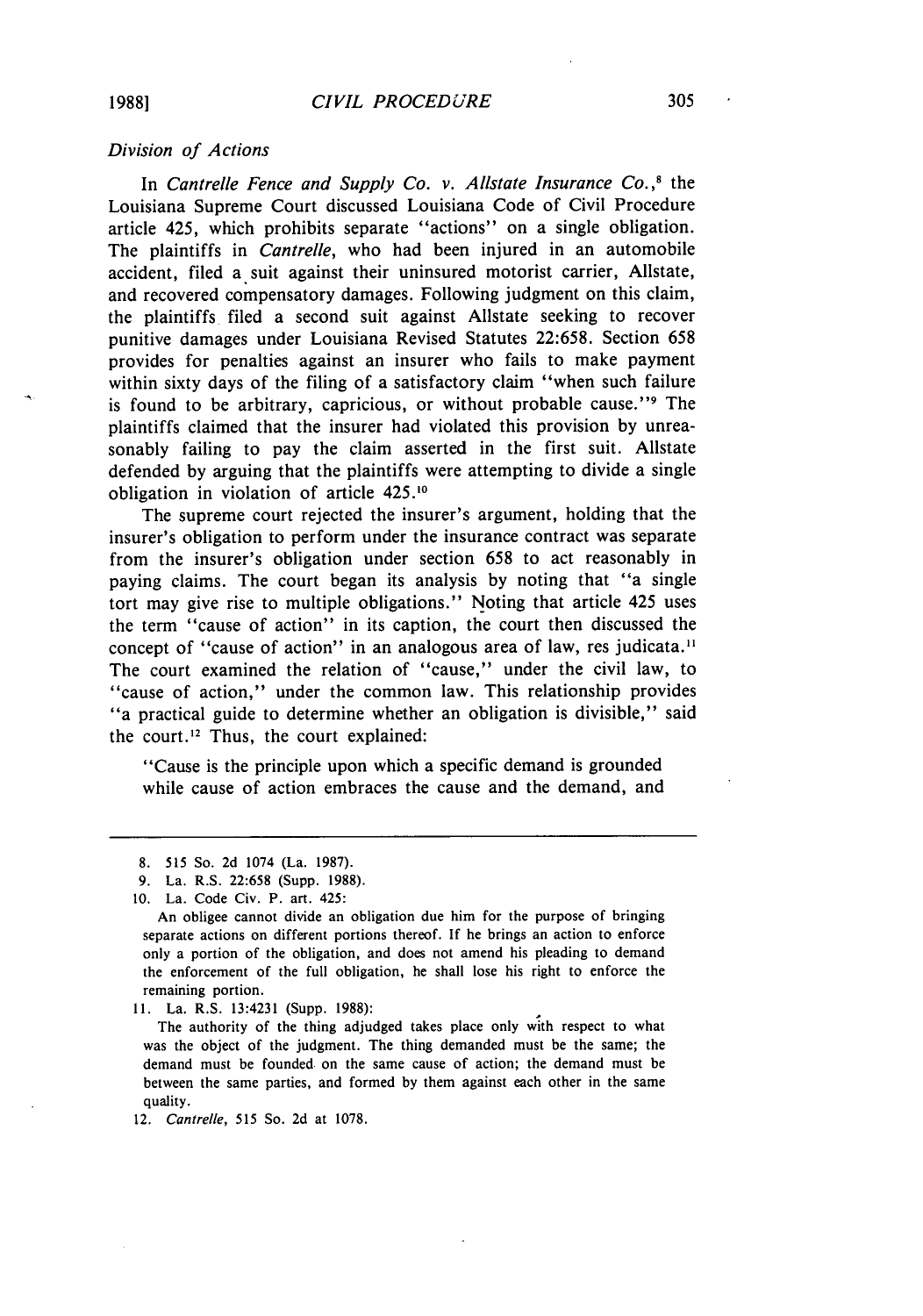*Division of Actions*

In *Cantrelle Fence and Supply Co. v. Allstate Insurance Co.*,[8] the Louisiana Supreme Court discussed Louisiana Code of Civil Procedure article 425, which prohibits separate "actions" on a single obligation. The plaintiffs in *Cantrelle*, who had been injured in an automobile accident, filed a suit against their uninsured motorist carrier, Allstate, and recovered compensatory damages. Following judgment on this claim, the plaintiffs filed a second suit against Allstate seeking to recover punitive damages under Louisiana Revised Statutes 22:658. Section 658 provides for penalties against an insurer who fails to make payment within sixty days of the filing of a satisfactory claim "when such failure is found to be arbitrary, capricious, or without probable cause."[9] The plaintiffs claimed that the insurer had violated this provision by unreasonably failing to pay the claim asserted in the first suit. Allstate defended by arguing that the plaintiffs were attempting to divide a single obligation in violation of article 425.[10]

The supreme court rejected the insurer's argument, holding that the insurer's obligation to perform under the insurance contract was separate from the insurer's obligation under section 658 to act reasonably in paying claims. The court began its analysis by noting that "a single tort may give rise to multiple obligations." Noting that article 425 uses the term "cause of action" in its caption, the court then discussed the concept of "cause of action" in an analogous area of law, res judicata.[11] The court examined the relation of "cause," under the civil law, to "cause of action," under the common law. This relationship provides "a practical guide to determine whether an obligation is divisible," said the court.[12] Thus, the court explained:

> "Cause is the principle upon which a specific demand is grounded while cause of action embraces the cause and the demand, and

---

8. 515 So. 2d 1074 (La. 1987).

9. La. R.S. 22:658 (Supp. 1988).

10. La. Code Civ. P. art. 425:

> An obligee cannot divide an obligation due him for the purpose of bringing separate actions on different portions thereof. If he brings an action to enforce only a portion of the obligation, and does not amend his pleading to demand the enforcement of the full obligation, he shall lose his right to enforce the remaining portion.

11. La. R.S. 13:4231 (Supp. 1988):

> The authority of the thing adjudged takes place only with respect to what was the object of the judgment. The thing demanded must be the same; the demand must be founded on the same cause of action; the demand must be between the same parties, and formed by them against each other in the same quality.

12. *Cantrelle*, 515 So. 2d at 1078.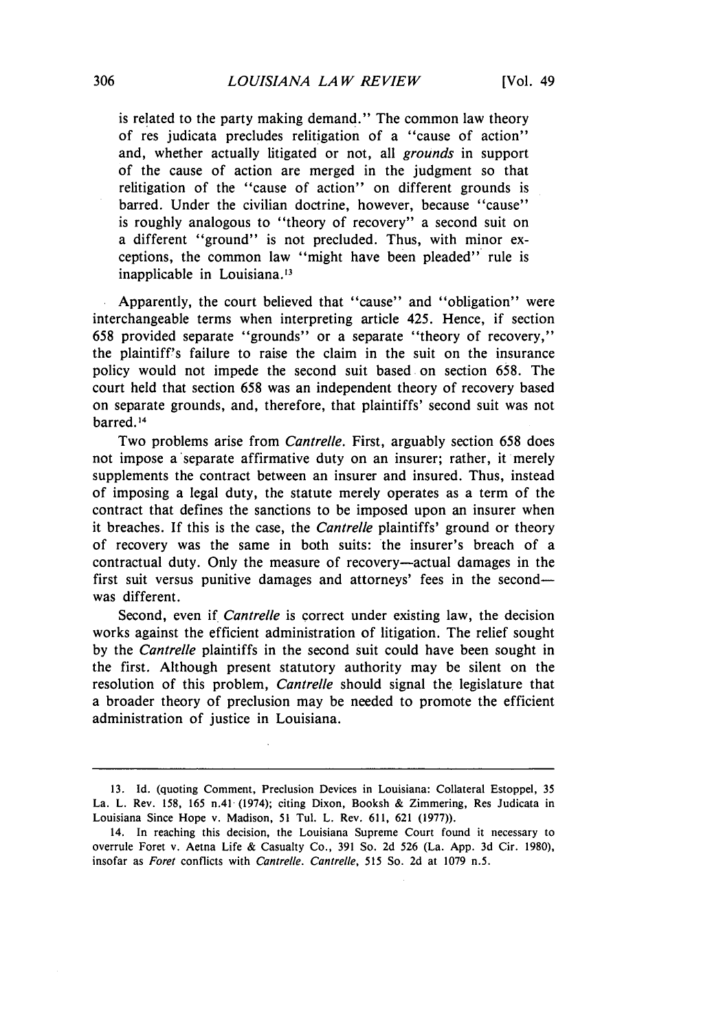> is related to the party making demand." The common law theory of res judicata precludes relitigation of a "cause of action" and, whether actually litigated or not, all *grounds* in support of the cause of action are merged in the judgment so that relitigation of the "cause of action" on different grounds is barred. Under the civilian doctrine, however, because "cause" is roughly analogous to "theory of recovery" a second suit on a different "ground" is not precluded. Thus, with minor exceptions, the common law "might have been pleaded" rule is inapplicable in Louisiana.[13]

Apparently, the court believed that "cause" and "obligation" were interchangeable terms when interpreting article 425. Hence, if section 658 provided separate "grounds" or a separate "theory of recovery," the plaintiff's failure to raise the claim in the suit on the insurance policy would not impede the second suit based on section 658. The court held that section 658 was an independent theory of recovery based on separate grounds, and, therefore, that plaintiffs' second suit was not barred.[14]

Two problems arise from *Cantrelle*. First, arguably section 658 does not impose a separate affirmative duty on an insurer; rather, it merely supplements the contract between an insurer and insured. Thus, instead of imposing a legal duty, the statute merely operates as a term of the contract that defines the sanctions to be imposed upon an insurer when it breaches. If this is the case, the *Cantrelle* plaintiffs' ground or theory of recovery was the same in both suits: the insurer's breach of a contractual duty. Only the measure of recovery—actual damages in the first suit versus punitive damages and attorneys' fees in the second—was different.

Second, even if *Cantrelle* is correct under existing law, the decision works against the efficient administration of litigation. The relief sought by the *Cantrelle* plaintiffs in the second suit could have been sought in the first. Although present statutory authority may be silent on the resolution of this problem, *Cantrelle* should signal the legislature that a broader theory of preclusion may be needed to promote the efficient administration of justice in Louisiana.

---

13. Id. (quoting Comment, Preclusion Devices in Louisiana: Collateral Estoppel, 35 La. L. Rev. 158, 165 n.41 (1974); citing Dixon, Booksh & Zimmering, Res Judicata in Louisiana Since Hope v. Madison, 51 Tul. L. Rev. 611, 621 (1977)).

14. In reaching this decision, the Louisiana Supreme Court found it necessary to overrule Foret v. Aetna Life & Casualty Co., 391 So. 2d 526 (La. App. 3d Cir. 1980), insofar as *Foret* conflicts with *Cantrelle*. *Cantrelle*, 515 So. 2d at 1079 n.5.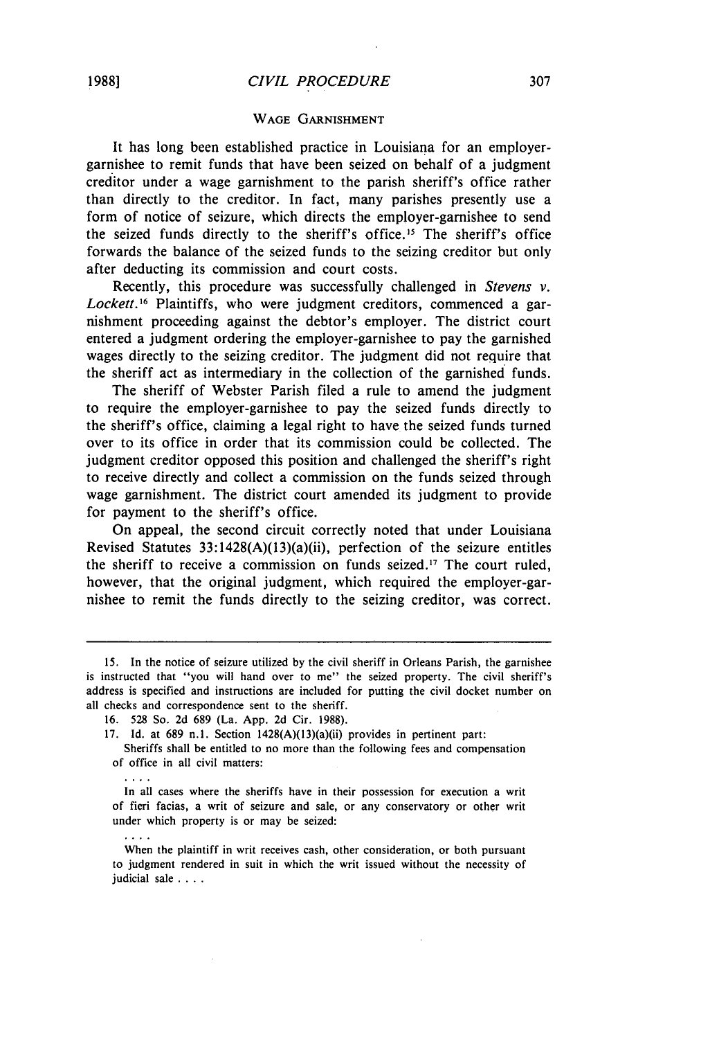### WAGE GARNISHMENT

It has long been established practice in Louisiana for an employer-garnishee to remit funds that have been seized on behalf of a judgment creditor under a wage garnishment to the parish sheriff's office rather than directly to the creditor. In fact, many parishes presently use a form of notice of seizure, which directs the employer-garnishee to send the seized funds directly to the sheriff's office.[15] The sheriff's office forwards the balance of the seized funds to the seizing creditor but only after deducting its commission and court costs.

Recently, this procedure was successfully challenged in *Stevens v. Lockett*.[16] Plaintiffs, who were judgment creditors, commenced a garnishment proceeding against the debtor's employer. The district court entered a judgment ordering the employer-garnishee to pay the garnished wages directly to the seizing creditor. The judgment did not require that the sheriff act as intermediary in the collection of the garnished funds.

The sheriff of Webster Parish filed a rule to amend the judgment to require the employer-garnishee to pay the seized funds directly to the sheriff's office, claiming a legal right to have the seized funds turned over to its office in order that its commission could be collected. The judgment creditor opposed this position and challenged the sheriff's right to receive directly and collect a commission on the funds seized through wage garnishment. The district court amended its judgment to provide for payment to the sheriff's office.

On appeal, the second circuit correctly noted that under Louisiana Revised Statutes 33:1428(A)(13)(a)(ii), perfection of the seizure entitles the sheriff to receive a commission on funds seized.[17] The court ruled, however, that the original judgment, which required the employer-garnishee to remit the funds directly to the seizing creditor, was correct.

---

15. In the notice of seizure utilized by the civil sheriff in Orleans Parish, the garnishee is instructed that "you will hand over to me" the seized property. The civil sheriff's address is specified and instructions are included for putting the civil docket number on all checks and correspondence sent to the sheriff.

16. 528 So. 2d 689 (La. App. 2d Cir. 1988).

17. Id. at 689 n.1. Section 1428(A)(13)(a)(ii) provides in pertinent part:

> Sheriffs shall be entitled to no more than the following fees and compensation of office in all civil matters:
>
> . . . .
>
> In all cases where the sheriffs have in their possession for execution a writ of fieri facias, a writ of seizure and sale, or any conservatory or other writ under which property is or may be seized:
>
> . . . .
>
> When the plaintiff in writ receives cash, other consideration, or both pursuant to judgment rendered in suit in which the writ issued without the necessity of judicial sale . . . .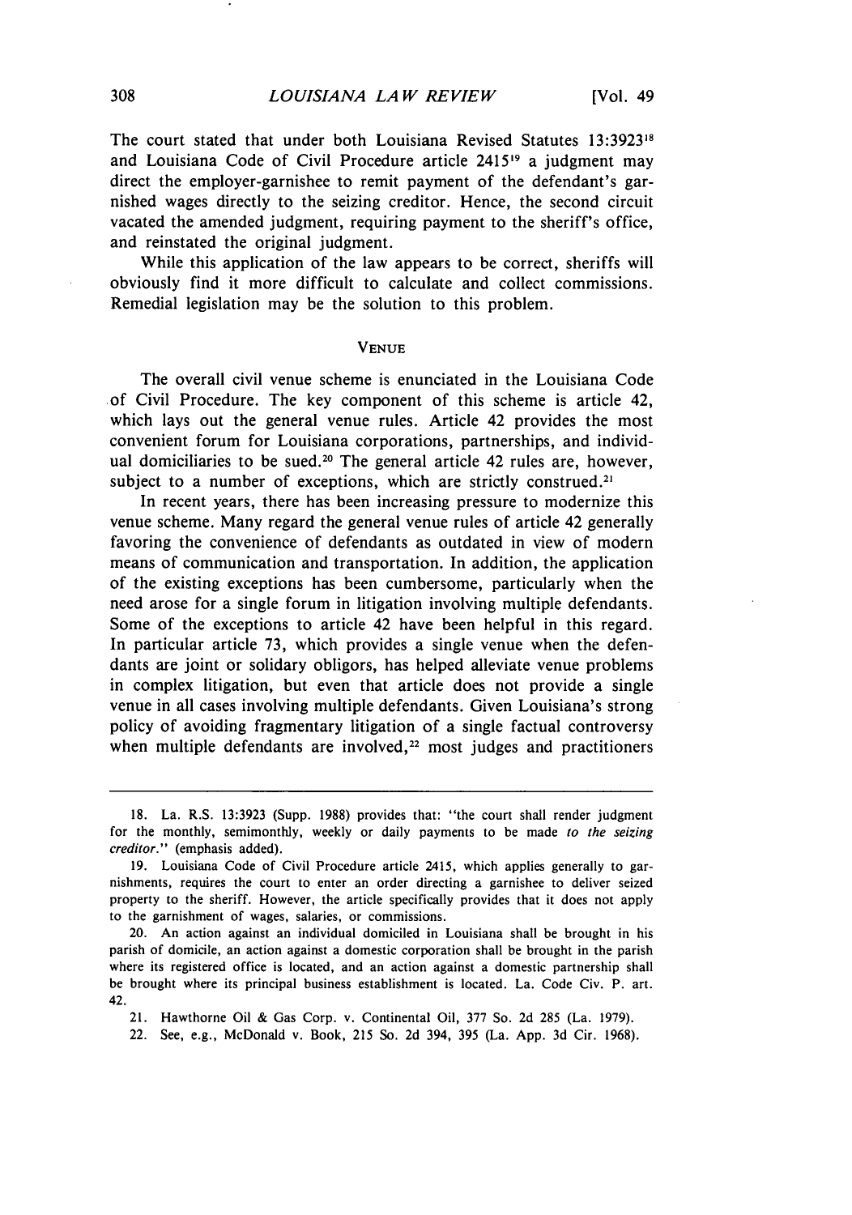The court stated that under both Louisiana Revised Statutes 13:3923[18] and Louisiana Code of Civil Procedure article 2415[19] a judgment may direct the employer-garnishee to remit payment of the defendant's garnished wages directly to the seizing creditor. Hence, the second circuit vacated the amended judgment, requiring payment to the sheriff's office, and reinstated the original judgment.

While this application of the law appears to be correct, sheriffs will obviously find it more difficult to calculate and collect commissions. Remedial legislation may be the solution to this problem.

## VENUE

The overall civil venue scheme is enunciated in the Louisiana Code of Civil Procedure. The key component of this scheme is article 42, which lays out the general venue rules. Article 42 provides the most convenient forum for Louisiana corporations, partnerships, and individual domiciliaries to be sued.[20] The general article 42 rules are, however, subject to a number of exceptions, which are strictly construed.[21]

In recent years, there has been increasing pressure to modernize this venue scheme. Many regard the general venue rules of article 42 generally favoring the convenience of defendants as outdated in view of modern means of communication and transportation. In addition, the application of the existing exceptions has been cumbersome, particularly when the need arose for a single forum in litigation involving multiple defendants. Some of the exceptions to article 42 have been helpful in this regard. In particular article 73, which provides a single venue when the defendants are joint or solidary obligors, has helped alleviate venue problems in complex litigation, but even that article does not provide a single venue in all cases involving multiple defendants. Given Louisiana's strong policy of avoiding fragmentary litigation of a single factual controversy when multiple defendants are involved,[22] most judges and practitioners

---

18. La. R.S. 13:3923 (Supp. 1988) provides that: "the court shall render judgment for the monthly, semimonthly, weekly or daily payments to be made *to the seizing creditor*." (emphasis added).

19. Louisiana Code of Civil Procedure article 2415, which applies generally to garnishments, requires the court to enter an order directing a garnishee to deliver seized property to the sheriff. However, the article specifically provides that it does not apply to the garnishment of wages, salaries, or commissions.

20. An action against an individual domiciled in Louisiana shall be brought in his parish of domicile, an action against a domestic corporation shall be brought in the parish where its registered office is located, and an action against a domestic partnership shall be brought where its principal business establishment is located. La. Code Civ. P. art. 42.

21. Hawthorne Oil & Gas Corp. v. Continental Oil, 377 So. 2d 285 (La. 1979).

22. See, e.g., McDonald v. Book, 215 So. 2d 394, 395 (La. App. 3d Cir. 1968).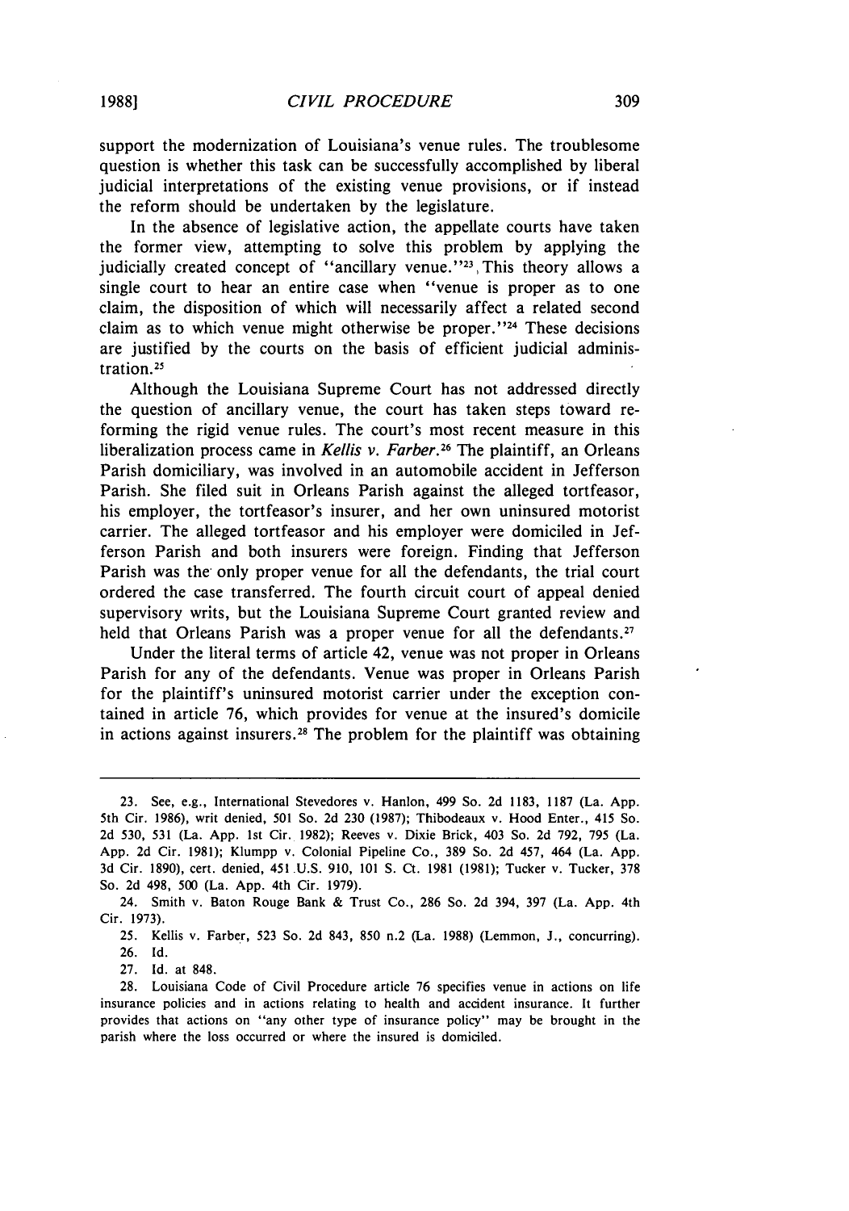support the modernization of Louisiana's venue rules. The troublesome question is whether this task can be successfully accomplished by liberal judicial interpretations of the existing venue provisions, or if instead the reform should be undertaken by the legislature.

In the absence of legislative action, the appellate courts have taken the former view, attempting to solve this problem by applying the judicially created concept of "ancillary venue."[23] This theory allows a single court to hear an entire case when "venue is proper as to one claim, the disposition of which will necessarily affect a related second claim as to which venue might otherwise be proper."[24] These decisions are justified by the courts on the basis of efficient judicial administration.[25]

Although the Louisiana Supreme Court has not addressed directly the question of ancillary venue, the court has taken steps toward reforming the rigid venue rules. The court's most recent measure in this liberalization process came in *Kellis v. Farber*.[26] The plaintiff, an Orleans Parish domiciliary, was involved in an automobile accident in Jefferson Parish. She filed suit in Orleans Parish against the alleged tortfeasor, his employer, the tortfeasor's insurer, and her own uninsured motorist carrier. The alleged tortfeasor and his employer were domiciled in Jefferson Parish and both insurers were foreign. Finding that Jefferson Parish was the only proper venue for all the defendants, the trial court ordered the case transferred. The fourth circuit court of appeal denied supervisory writs, but the Louisiana Supreme Court granted review and held that Orleans Parish was a proper venue for all the defendants.[27]

Under the literal terms of article 42, venue was not proper in Orleans Parish for any of the defendants. Venue was proper in Orleans Parish for the plaintiff's uninsured motorist carrier under the exception contained in article 76, which provides for venue at the insured's domicile in actions against insurers.[28] The problem for the plaintiff was obtaining

---

23. See, e.g., International Stevedores v. Hanlon, 499 So. 2d 1183, 1187 (La. App. 5th Cir. 1986), writ denied, 501 So. 2d 230 (1987); Thibodeaux v. Hood Enter., 415 So. 2d 530, 531 (La. App. 1st Cir. 1982); Reeves v. Dixie Brick, 403 So. 2d 792, 795 (La. App. 2d Cir. 1981); Klumpp v. Colonial Pipeline Co., 389 So. 2d 457, 464 (La. App. 3d Cir. 1890), cert. denied, 451 U.S. 910, 101 S. Ct. 1981 (1981); Tucker v. Tucker, 378 So. 2d 498, 500 (La. App. 4th Cir. 1979).

24. Smith v. Baton Rouge Bank & Trust Co., 286 So. 2d 394, 397 (La. App. 4th Cir. 1973).

25. Kellis v. Farber, 523 So. 2d 843, 850 n.2 (La. 1988) (Lemmon, J., concurring).

26. Id.

27. Id. at 848.

28. Louisiana Code of Civil Procedure article 76 specifies venue in actions on life insurance policies and in actions relating to health and accident insurance. It further provides that actions on "any other type of insurance policy" may be brought in the parish where the loss occurred or where the insured is domiciled.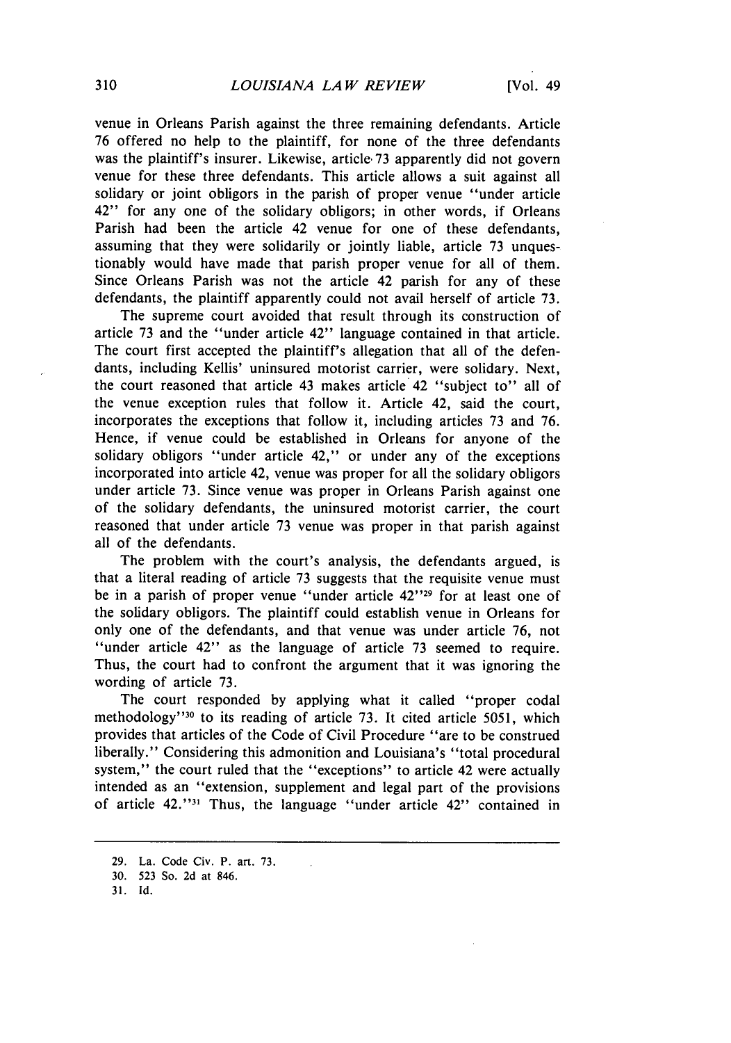venue in Orleans Parish against the three remaining defendants. Article 76 offered no help to the plaintiff, for none of the three defendants was the plaintiff's insurer. Likewise, article 73 apparently did not govern venue for these three defendants. This article allows a suit against all solidary or joint obligors in the parish of proper venue "under article 42" for any one of the solidary obligors; in other words, if Orleans Parish had been the article 42 venue for one of these defendants, assuming that they were solidarily or jointly liable, article 73 unquestionably would have made that parish proper venue for all of them. Since Orleans Parish was not the article 42 parish for any of these defendants, the plaintiff apparently could not avail herself of article 73.

The supreme court avoided that result through its construction of article 73 and the "under article 42" language contained in that article. The court first accepted the plaintiff's allegation that all of the defendants, including Kellis' uninsured motorist carrier, were solidary. Next, the court reasoned that article 43 makes article 42 "subject to" all of the venue exception rules that follow it. Article 42, said the court, incorporates the exceptions that follow it, including articles 73 and 76. Hence, if venue could be established in Orleans for anyone of the solidary obligors "under article 42," or under any of the exceptions incorporated into article 42, venue was proper for all the solidary obligors under article 73. Since venue was proper in Orleans Parish against one of the solidary defendants, the uninsured motorist carrier, the court reasoned that under article 73 venue was proper in that parish against all of the defendants.

The problem with the court's analysis, the defendants argued, is that a literal reading of article 73 suggests that the requisite venue must be in a parish of proper venue "under article 42"[29] for at least one of the solidary obligors. The plaintiff could establish venue in Orleans for only one of the defendants, and that venue was under article 76, not "under article 42" as the language of article 73 seemed to require. Thus, the court had to confront the argument that it was ignoring the wording of article 73.

The court responded by applying what it called "proper codal methodology"[30] to its reading of article 73. It cited article 5051, which provides that articles of the Code of Civil Procedure "are to be construed liberally." Considering this admonition and Louisiana's "total procedural system," the court ruled that the "exceptions" to article 42 were actually intended as an "extension, supplement and legal part of the provisions of article 42."[31] Thus, the language "under article 42" contained in

---

29. La. Code Civ. P. art. 73.
30. 523 So. 2d at 846.
31. Id.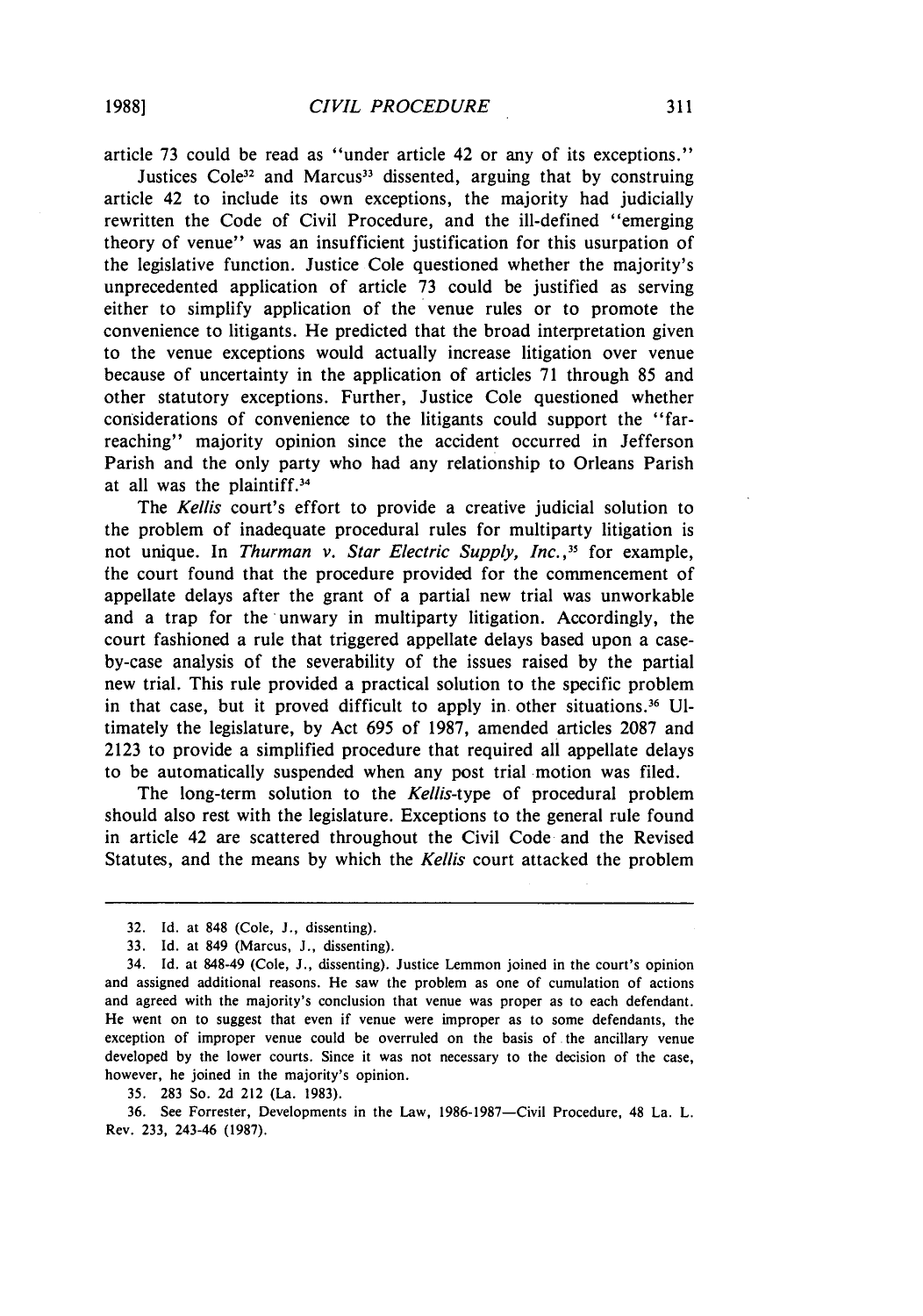article 73 could be read as "under article 42 or any of its exceptions."

Justices Cole[32] and Marcus[33] dissented, arguing that by construing article 42 to include its own exceptions, the majority had judicially rewritten the Code of Civil Procedure, and the ill-defined "emerging theory of venue" was an insufficient justification for this usurpation of the legislative function. Justice Cole questioned whether the majority's unprecedented application of article 73 could be justified as serving either to simplify application of the venue rules or to promote the convenience to litigants. He predicted that the broad interpretation given to the venue exceptions would actually increase litigation over venue because of uncertainty in the application of articles 71 through 85 and other statutory exceptions. Further, Justice Cole questioned whether considerations of convenience to the litigants could support the "far-reaching" majority opinion since the accident occurred in Jefferson Parish and the only party who had any relationship to Orleans Parish at all was the plaintiff.[34]

The *Kellis* court's effort to provide a creative judicial solution to the problem of inadequate procedural rules for multiparty litigation is not unique. In *Thurman v. Star Electric Supply, Inc.*,[35] for example, the court found that the procedure provided for the commencement of appellate delays after the grant of a partial new trial was unworkable and a trap for the unwary in multiparty litigation. Accordingly, the court fashioned a rule that triggered appellate delays based upon a case-by-case analysis of the severability of the issues raised by the partial new trial. This rule provided a practical solution to the specific problem in that case, but it proved difficult to apply in other situations.[36] Ultimately the legislature, by Act 695 of 1987, amended articles 2087 and 2123 to provide a simplified procedure that required all appellate delays to be automatically suspended when any post trial motion was filed.

The long-term solution to the *Kellis*-type of procedural problem should also rest with the legislature. Exceptions to the general rule found in article 42 are scattered throughout the Civil Code and the Revised Statutes, and the means by which the *Kellis* court attacked the problem

---

32. Id. at 848 (Cole, J., dissenting).

33. Id. at 849 (Marcus, J., dissenting).

34. Id. at 848-49 (Cole, J., dissenting). Justice Lemmon joined in the court's opinion and assigned additional reasons. He saw the problem as one of cumulation of actions and agreed with the majority's conclusion that venue was proper as to each defendant. He went on to suggest that even if venue were improper as to some defendants, the exception of improper venue could be overruled on the basis of the ancillary venue developed by the lower courts. Since it was not necessary to the decision of the case, however, he joined in the majority's opinion.

35. 283 So. 2d 212 (La. 1983).

36. See Forrester, Developments in the Law, 1986-1987—Civil Procedure, 48 La. L. Rev. 233, 243-46 (1987).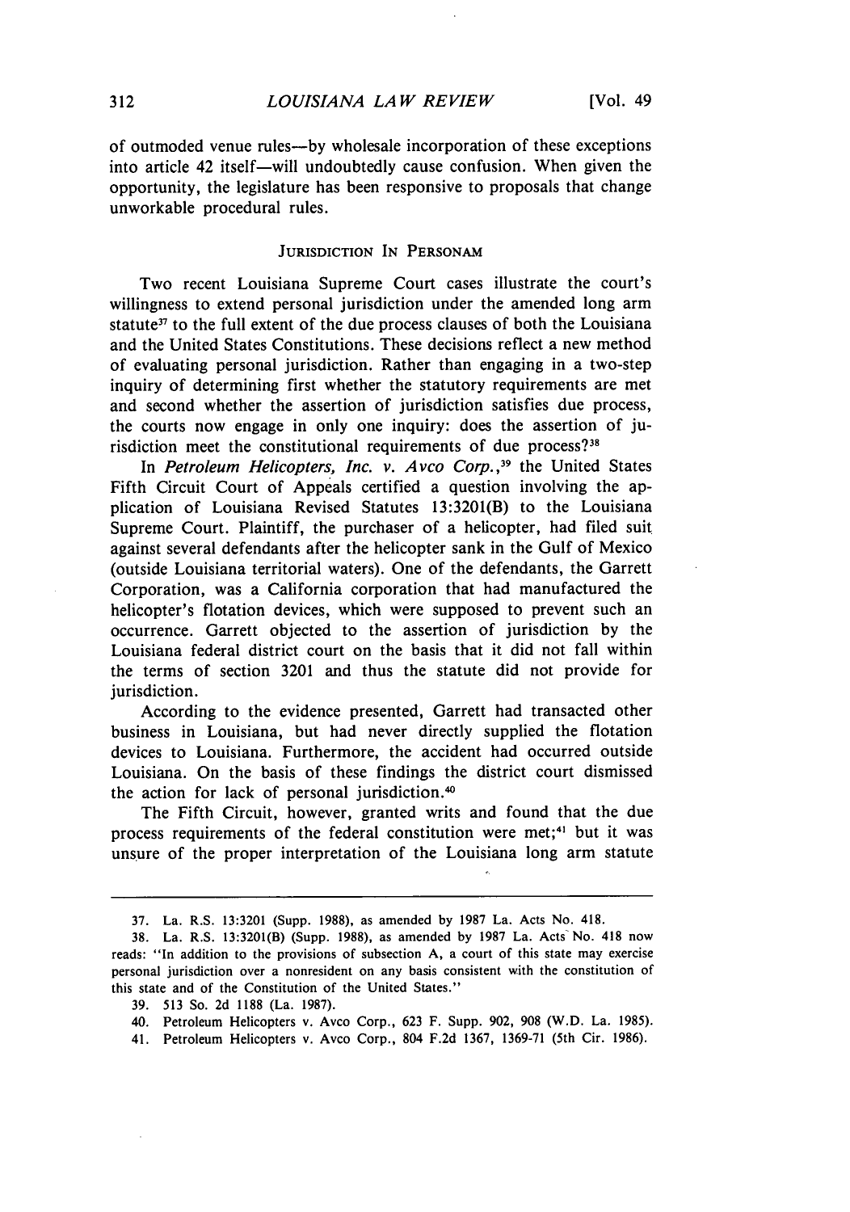of outmoded venue rules—by wholesale incorporation of these exceptions into article 42 itself—will undoubtedly cause confusion. When given the opportunity, the legislature has been responsive to proposals that change unworkable procedural rules.

## JURISDICTION IN PERSONAM

Two recent Louisiana Supreme Court cases illustrate the court's willingness to extend personal jurisdiction under the amended long arm statute[37] to the full extent of the due process clauses of both the Louisiana and the United States Constitutions. These decisions reflect a new method of evaluating personal jurisdiction. Rather than engaging in a two-step inquiry of determining first whether the statutory requirements are met and second whether the assertion of jurisdiction satisfies due process, the courts now engage in only one inquiry: does the assertion of jurisdiction meet the constitutional requirements of due process?[38]

In *Petroleum Helicopters, Inc. v. Avco Corp.*,[39] the United States Fifth Circuit Court of Appeals certified a question involving the application of Louisiana Revised Statutes 13:3201(B) to the Louisiana Supreme Court. Plaintiff, the purchaser of a helicopter, had filed suit against several defendants after the helicopter sank in the Gulf of Mexico (outside Louisiana territorial waters). One of the defendants, the Garrett Corporation, was a California corporation that had manufactured the helicopter's flotation devices, which were supposed to prevent such an occurrence. Garrett objected to the assertion of jurisdiction by the Louisiana federal district court on the basis that it did not fall within the terms of section 3201 and thus the statute did not provide for jurisdiction.

According to the evidence presented, Garrett had transacted other business in Louisiana, but had never directly supplied the flotation devices to Louisiana. Furthermore, the accident had occurred outside Louisiana. On the basis of these findings the district court dismissed the action for lack of personal jurisdiction.[40]

The Fifth Circuit, however, granted writs and found that the due process requirements of the federal constitution were met;[41] but it was unsure of the proper interpretation of the Louisiana long arm statute

---

37. La. R.S. 13:3201 (Supp. 1988), as amended by 1987 La. Acts No. 418.

38. La. R.S. 13:3201(B) (Supp. 1988), as amended by 1987 La. Acts No. 418 now reads: "In addition to the provisions of subsection A, a court of this state may exercise personal jurisdiction over a nonresident on any basis consistent with the constitution of this state and of the Constitution of the United States."

39. 513 So. 2d 1188 (La. 1987).

40. Petroleum Helicopters v. Avco Corp., 623 F. Supp. 902, 908 (W.D. La. 1985).

41. Petroleum Helicopters v. Avco Corp., 804 F.2d 1367, 1369-71 (5th Cir. 1986).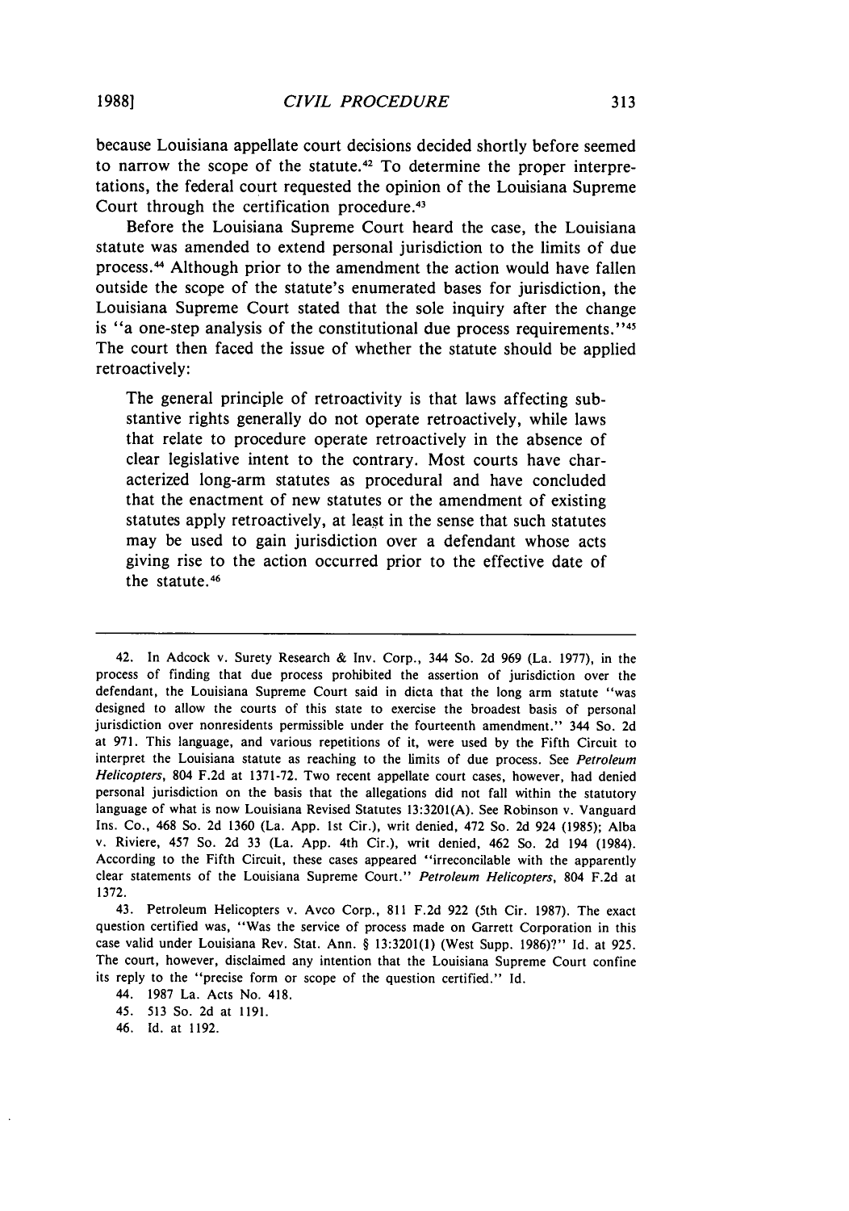because Louisiana appellate court decisions decided shortly before seemed to narrow the scope of the statute.[42] To determine the proper interpretations, the federal court requested the opinion of the Louisiana Supreme Court through the certification procedure.[43]

Before the Louisiana Supreme Court heard the case, the Louisiana statute was amended to extend personal jurisdiction to the limits of due process.[44] Although prior to the amendment the action would have fallen outside the scope of the statute's enumerated bases for jurisdiction, the Louisiana Supreme Court stated that the sole inquiry after the change is "a one-step analysis of the constitutional due process requirements."[45] The court then faced the issue of whether the statute should be applied retroactively:

> The general principle of retroactivity is that laws affecting substantive rights generally do not operate retroactively, while laws that relate to procedure operate retroactively in the absence of clear legislative intent to the contrary. Most courts have characterized long-arm statutes as procedural and have concluded that the enactment of new statutes or the amendment of existing statutes apply retroactively, at least in the sense that such statutes may be used to gain jurisdiction over a defendant whose acts giving rise to the action occurred prior to the effective date of the statute.[46]

---

42. In Adcock v. Surety Research & Inv. Corp., 344 So. 2d 969 (La. 1977), in the process of finding that due process prohibited the assertion of jurisdiction over the defendant, the Louisiana Supreme Court said in dicta that the long arm statute "was designed to allow the courts of this state to exercise the broadest basis of personal jurisdiction over nonresidents permissible under the fourteenth amendment." 344 So. 2d at 971. This language, and various repetitions of it, were used by the Fifth Circuit to interpret the Louisiana statute as reaching to the limits of due process. See *Petroleum Helicopters*, 804 F.2d at 1371-72. Two recent appellate court cases, however, had denied personal jurisdiction on the basis that the allegations did not fall within the statutory language of what is now Louisiana Revised Statutes 13:3201(A). See Robinson v. Vanguard Ins. Co., 468 So. 2d 1360 (La. App. 1st Cir.), writ denied, 472 So. 2d 924 (1985); Alba v. Riviere, 457 So. 2d 33 (La. App. 4th Cir.), writ denied, 462 So. 2d 194 (1984). According to the Fifth Circuit, these cases appeared "irreconcilable with the apparently clear statements of the Louisiana Supreme Court." *Petroleum Helicopters*, 804 F.2d at 1372.

43. Petroleum Helicopters v. Avco Corp., 811 F.2d 922 (5th Cir. 1987). The exact question certified was, "Was the service of process made on Garrett Corporation in this case valid under Louisiana Rev. Stat. Ann. § 13:3201(1) (West Supp. 1986)?" Id. at 925. The court, however, disclaimed any intention that the Louisiana Supreme Court confine its reply to the "precise form or scope of the question certified." Id.

44. 1987 La. Acts No. 418.

45. 513 So. 2d at 1191.

46. Id. at 1192.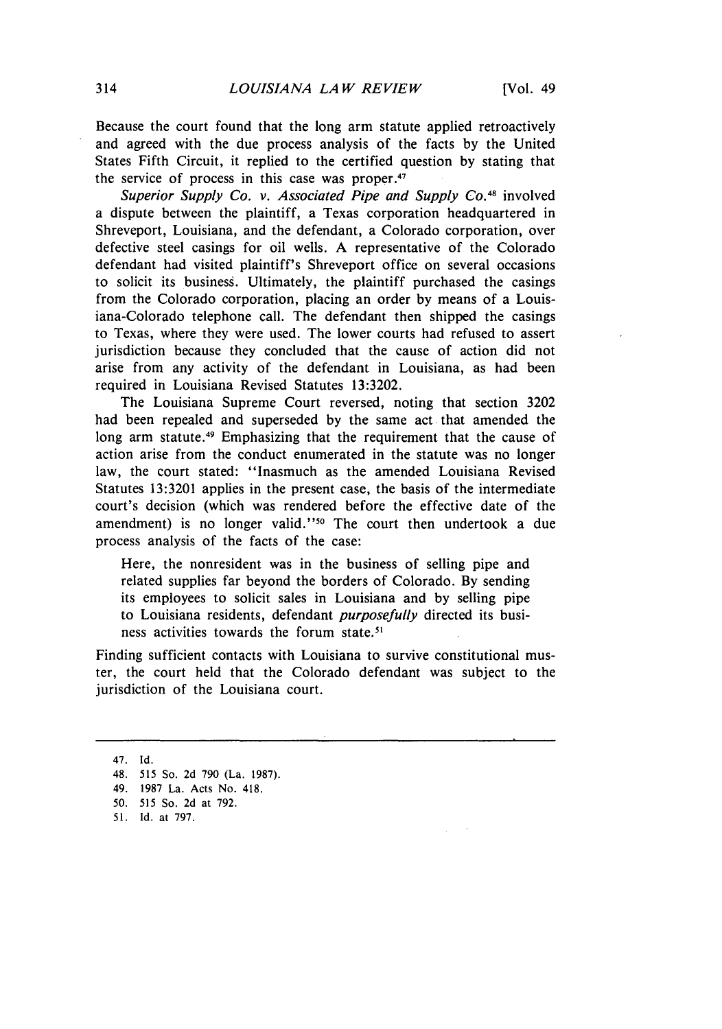Because the court found that the long arm statute applied retroactively and agreed with the due process analysis of the facts by the United States Fifth Circuit, it replied to the certified question by stating that the service of process in this case was proper.[47]

*Superior Supply Co. v. Associated Pipe and Supply Co.*[48] involved a dispute between the plaintiff, a Texas corporation headquartered in Shreveport, Louisiana, and the defendant, a Colorado corporation, over defective steel casings for oil wells. A representative of the Colorado defendant had visited plaintiff's Shreveport office on several occasions to solicit its business. Ultimately, the plaintiff purchased the casings from the Colorado corporation, placing an order by means of a Louisiana-Colorado telephone call. The defendant then shipped the casings to Texas, where they were used. The lower courts had refused to assert jurisdiction because they concluded that the cause of action did not arise from any activity of the defendant in Louisiana, as had been required in Louisiana Revised Statutes 13:3202.

The Louisiana Supreme Court reversed, noting that section 3202 had been repealed and superseded by the same act that amended the long arm statute.[49] Emphasizing that the requirement that the cause of action arise from the conduct enumerated in the statute was no longer law, the court stated: "Inasmuch as the amended Louisiana Revised Statutes 13:3201 applies in the present case, the basis of the intermediate court's decision (which was rendered before the effective date of the amendment) is no longer valid."[50] The court then undertook a due process analysis of the facts of the case:

> Here, the nonresident was in the business of selling pipe and related supplies far beyond the borders of Colorado. By sending its employees to solicit sales in Louisiana and by selling pipe to Louisiana residents, defendant *purposefully* directed its business activities towards the forum state.[51]

Finding sufficient contacts with Louisiana to survive constitutional muster, the court held that the Colorado defendant was subject to the jurisdiction of the Louisiana court.

---

47. Id.
48. 515 So. 2d 790 (La. 1987).
49. 1987 La. Acts No. 418.
50. 515 So. 2d at 792.
51. Id. at 797.